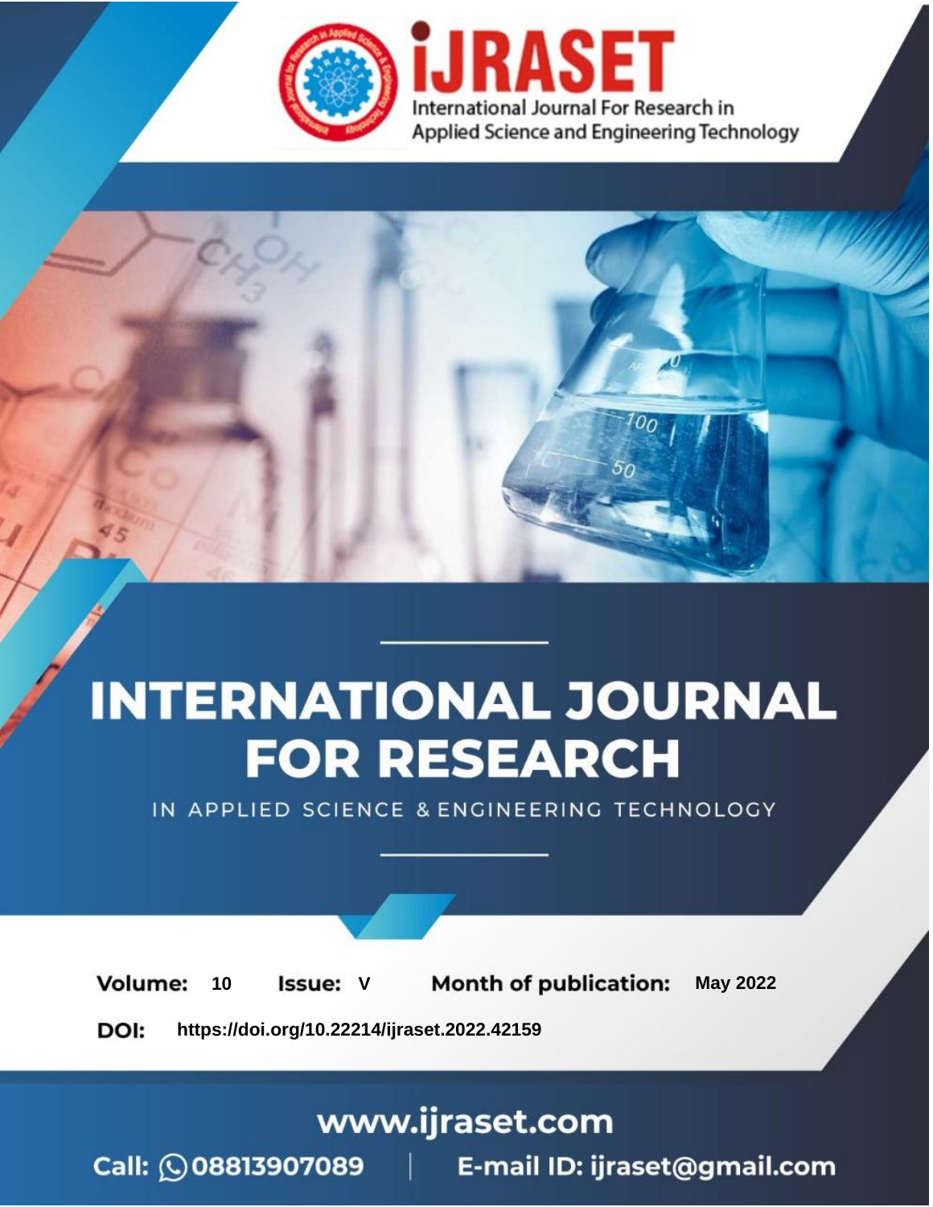iJRASET

International Journal For Research in Applied Science and Engineering Technology

# INTERNATIONAL JOURNAL FOR RESEARCH

IN APPLIED SCIENCE & ENGINEERING TECHNOLOGY

**Volume:** 10 **Issue:** V **Month of publication:** May 2022

**DOI:** https://doi.org/10.22214/ijraset.2022.42159

www.ijraset.com

Call: 08813907089 | E-mail ID: ijraset@gmail.com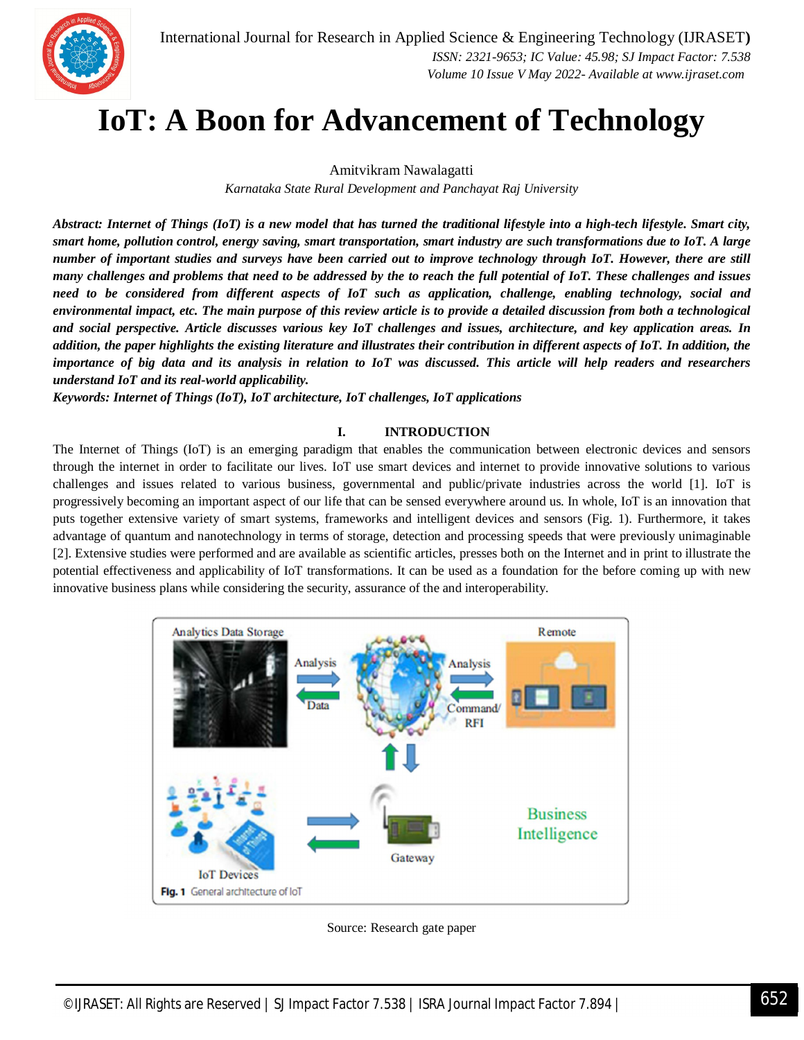# IoT: A Boon for Advancement of Technology

Amitvikram Nawalagatti

*Karnataka State Rural Development and Panchayat Raj University*

***Abstract:** Internet of Things (IoT) is a new model that has turned the traditional lifestyle into a high-tech lifestyle. Smart city, smart home, pollution control, energy saving, smart transportation, smart industry are such transformations due to IoT. A large number of important studies and surveys have been carried out to improve technology through IoT. However, there are still many challenges and problems that need to be addressed by the to reach the full potential of IoT. These challenges and issues need to be considered from different aspects of IoT such as application, challenge, enabling technology, social and environmental impact, etc. The main purpose of this review article is to provide a detailed discussion from both a technological and social perspective. Article discusses various key IoT challenges and issues, architecture, and key application areas. In addition, the paper highlights the existing literature and illustrates their contribution in different aspects of IoT. In addition, the importance of big data and its analysis in relation to IoT was discussed. This article will help readers and researchers understand IoT and its real-world applicability.*

***Keywords:** Internet of Things (IoT), IoT architecture, IoT challenges, IoT applications*

## I. INTRODUCTION

The Internet of Things (IoT) is an emerging paradigm that enables the communication between electronic devices and sensors through the internet in order to facilitate our lives. IoT use smart devices and internet to provide innovative solutions to various challenges and issues related to various business, governmental and public/private industries across the world [1]. IoT is progressively becoming an important aspect of our life that can be sensed everywhere around us. In whole, IoT is an innovation that puts together extensive variety of smart systems, frameworks and intelligent devices and sensors (Fig. 1). Furthermore, it takes advantage of quantum and nanotechnology in terms of storage, detection and processing speeds that were previously unimaginable [2]. Extensive studies were performed and are available as scientific articles, presses both on the Internet and in print to illustrate the potential effectiveness and applicability of IoT transformations. It can be used as a foundation for the before coming up with new innovative business plans while considering the security, assurance of the and interoperability.

**Fig. 1** General architecture of IoT

Source: Research gate paper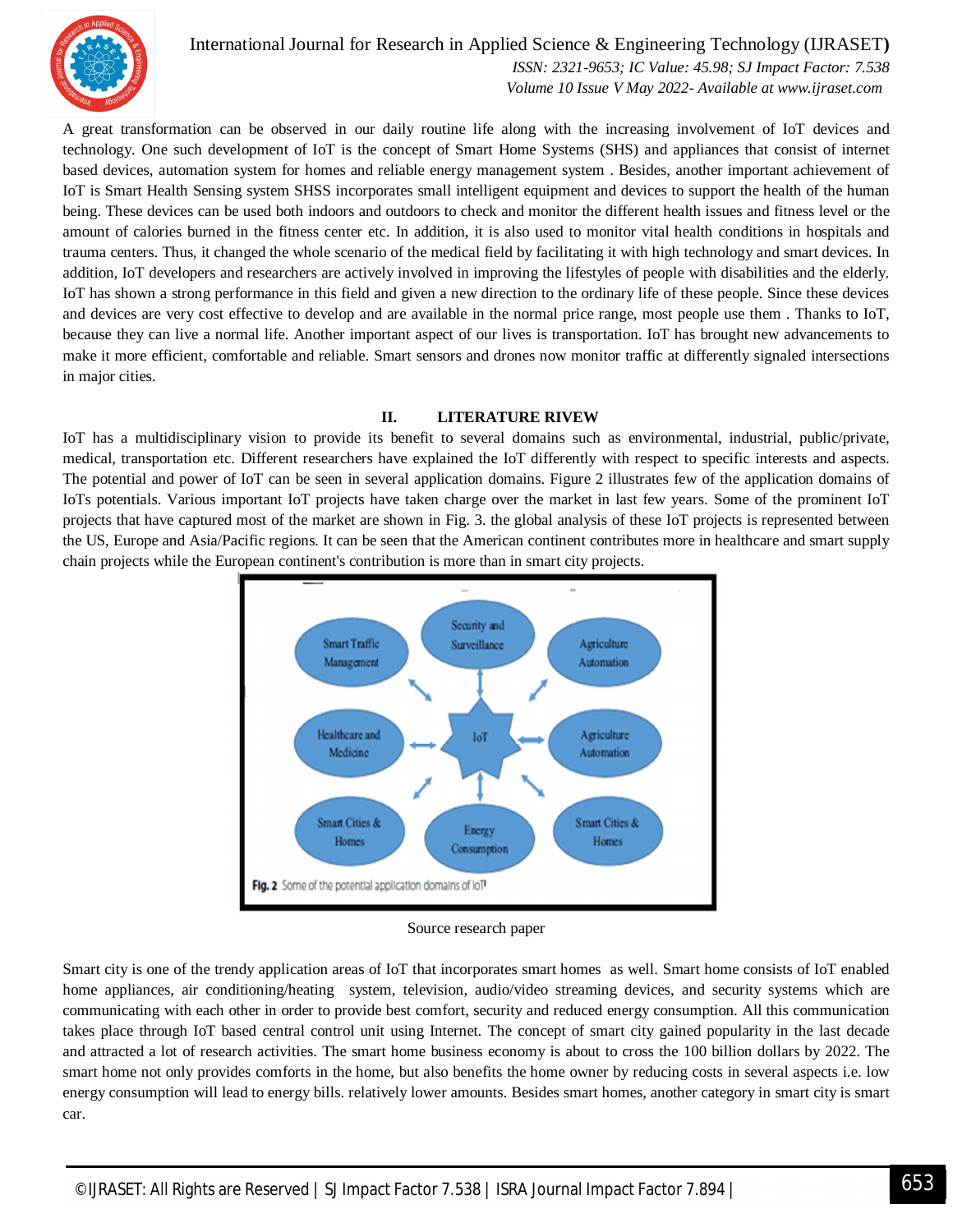A great transformation can be observed in our daily routine life along with the increasing involvement of IoT devices and technology. One such development of IoT is the concept of Smart Home Systems (SHS) and appliances that consist of internet based devices, automation system for homes and reliable energy management system . Besides, another important achievement of IoT is Smart Health Sensing system SHSS incorporates small intelligent equipment and devices to support the health of the human being. These devices can be used both indoors and outdoors to check and monitor the different health issues and fitness level or the amount of calories burned in the fitness center etc. In addition, it is also used to monitor vital health conditions in hospitals and trauma centers. Thus, it changed the whole scenario of the medical field by facilitating it with high technology and smart devices. In addition, IoT developers and researchers are actively involved in improving the lifestyles of people with disabilities and the elderly. IoT has shown a strong performance in this field and given a new direction to the ordinary life of these people. Since these devices and devices are very cost effective to develop and are available in the normal price range, most people use them . Thanks to IoT, because they can live a normal life. Another important aspect of our lives is transportation. IoT has brought new advancements to make it more efficient, comfortable and reliable. Smart sensors and drones now monitor traffic at differently signaled intersections in major cities.

## II. LITERATURE RIVEW

IoT has a multidisciplinary vision to provide its benefit to several domains such as environmental, industrial, public/private, medical, transportation etc. Different researchers have explained the IoT differently with respect to specific interests and aspects. The potential and power of IoT can be seen in several application domains. Figure 2 illustrates few of the application domains of IoTs potentials. Various important IoT projects have taken charge over the market in last few years. Some of the prominent IoT projects that have captured most of the market are shown in Fig. 3. the global analysis of these IoT projects is represented between the US, Europe and Asia/Pacific regions. It can be seen that the American continent contributes more in healthcare and smart supply chain projects while the European continent's contribution is more than in smart city projects.

Smart Traffic Management | Security and Surveillance | Agriculture Automation | Healthcare and Medicine | IoT | Agriculture Automation | Smart Cities & Homes | Energy Consumption | Smart Cities & Homes

**Fig. 2** Some of the potential application domains of IoT

Source research paper

Smart city is one of the trendy application areas of IoT that incorporates smart homes as well. Smart home consists of IoT enabled home appliances, air conditioning/heating system, television, audio/video streaming devices, and security systems which are communicating with each other in order to provide best comfort, security and reduced energy consumption. All this communication takes place through IoT based central control unit using Internet. The concept of smart city gained popularity in the last decade and attracted a lot of research activities. The smart home business economy is about to cross the 100 billion dollars by 2022. The smart home not only provides comforts in the home, but also benefits the home owner by reducing costs in several aspects i.e. low energy consumption will lead to energy bills. relatively lower amounts. Besides smart homes, another category in smart city is smart car.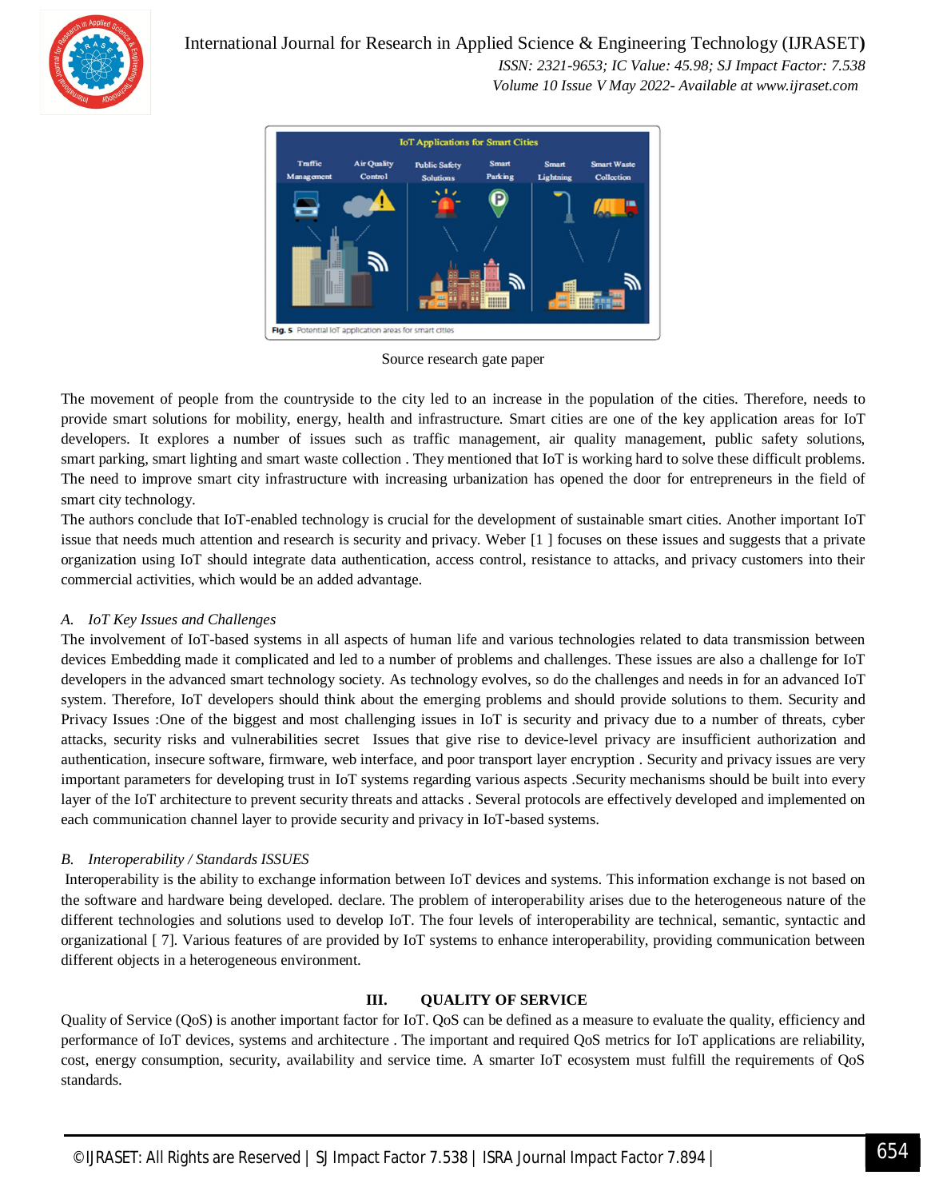Source research gate paper

The movement of people from the countryside to the city led to an increase in the population of the cities. Therefore, needs to provide smart solutions for mobility, energy, health and infrastructure. Smart cities are one of the key application areas for IoT developers. It explores a number of issues such as traffic management, air quality management, public safety solutions, smart parking, smart lighting and smart waste collection . They mentioned that IoT is working hard to solve these difficult problems. The need to improve smart city infrastructure with increasing urbanization has opened the door for entrepreneurs in the field of smart city technology.

The authors conclude that IoT-enabled technology is crucial for the development of sustainable smart cities. Another important IoT issue that needs much attention and research is security and privacy. Weber [1 ] focuses on these issues and suggests that a private organization using IoT should integrate data authentication, access control, resistance to attacks, and privacy customers into their commercial activities, which would be an added advantage.

### A. IoT Key Issues and Challenges

The involvement of IoT-based systems in all aspects of human life and various technologies related to data transmission between devices Embedding made it complicated and led to a number of problems and challenges. These issues are also a challenge for IoT developers in the advanced smart technology society. As technology evolves, so do the challenges and needs in for an advanced IoT system. Therefore, IoT developers should think about the emerging problems and should provide solutions to them. Security and Privacy Issues :One of the biggest and most challenging issues in IoT is security and privacy due to a number of threats, cyber attacks, security risks and vulnerabilities secret Issues that give rise to device-level privacy are insufficient authorization and authentication, insecure software, firmware, web interface, and poor transport layer encryption . Security and privacy issues are very important parameters for developing trust in IoT systems regarding various aspects .Security mechanisms should be built into every layer of the IoT architecture to prevent security threats and attacks . Several protocols are effectively developed and implemented on each communication channel layer to provide security and privacy in IoT-based systems.

### B. Interoperability / Standards ISSUES

Interoperability is the ability to exchange information between IoT devices and systems. This information exchange is not based on the software and hardware being developed. declare. The problem of interoperability arises due to the heterogeneous nature of the different technologies and solutions used to develop IoT. The four levels of interoperability are technical, semantic, syntactic and organizational [ 7]. Various features of are provided by IoT systems to enhance interoperability, providing communication between different objects in a heterogeneous environment.

## III. QUALITY OF SERVICE

Quality of Service (QoS) is another important factor for IoT. QoS can be defined as a measure to evaluate the quality, efficiency and performance of IoT devices, systems and architecture . The important and required QoS metrics for IoT applications are reliability, cost, energy consumption, security, availability and service time. A smarter IoT ecosystem must fulfill the requirements of QoS standards.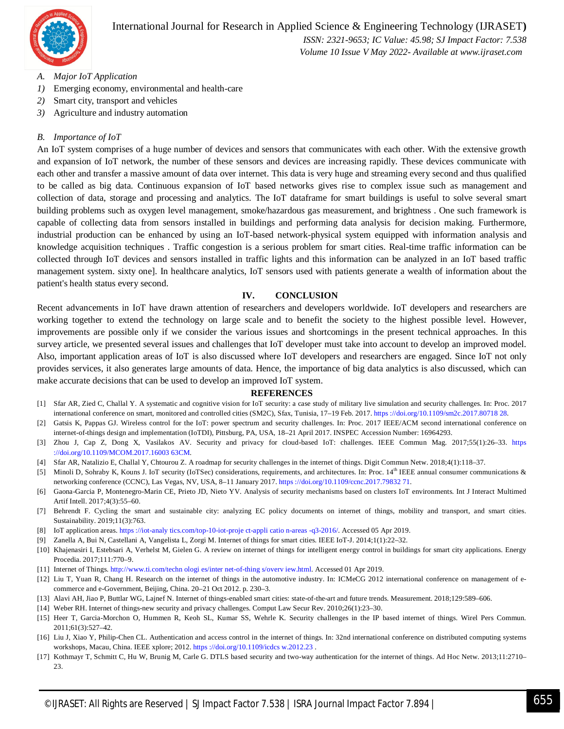### A. *Major IoT Application*

1) Emerging economy, environmental and health-care
2) Smart city, transport and vehicles
3) Agriculture and industry automation

### B. *Importance of IoT*

An IoT system comprises of a huge number of devices and sensors that communicates with each other. With the extensive growth and expansion of IoT network, the number of these sensors and devices are increasing rapidly. These devices communicate with each other and transfer a massive amount of data over internet. This data is very huge and streaming every second and thus qualified to be called as big data. Continuous expansion of IoT based networks gives rise to complex issue such as management and collection of data, storage and processing and analytics. The IoT dataframe for smart buildings is useful to solve several smart building problems such as oxygen level management, smoke/hazardous gas measurement, and brightness . One such framework is capable of collecting data from sensors installed in buildings and performing data analysis for decision making. Furthermore, industrial production can be enhanced by using an IoT-based network-physical system equipped with information analysis and knowledge acquisition techniques . Traffic congestion is a serious problem for smart cities. Real-time traffic information can be collected through IoT devices and sensors installed in traffic lights and this information can be analyzed in an IoT based traffic management system. sixty one]. In healthcare analytics, IoT sensors used with patients generate a wealth of information about the patient's health status every second.

## IV. CONCLUSION

Recent advancements in IoT have drawn attention of researchers and developers worldwide. IoT developers and researchers are working together to extend the technology on large scale and to benefit the society to the highest possible level. However, improvements are possible only if we consider the various issues and shortcomings in the present technical approaches. In this survey article, we presented several issues and challenges that IoT developer must take into account to develop an improved model. Also, important application areas of IoT is also discussed where IoT developers and researchers are engaged. Since IoT not only provides services, it also generates large amounts of data. Hence, the importance of big data analytics is also discussed, which can make accurate decisions that can be used to develop an improved IoT system.

## REFERENCES

[1] Sfar AR, Zied C, Challal Y. A systematic and cognitive vision for IoT security: a case study of military live simulation and security challenges. In: Proc. 2017 international conference on smart, monitored and controlled cities (SM2C), Sfax, Tunisia, 17–19 Feb. 2017. https ://doi.org/10.1109/sm2c.2017.80718 28.

[2] Gatsis K, Pappas GJ. Wireless control for the IoT: power spectrum and security challenges. In: Proc. 2017 IEEE/ACM second international conference on internet-of-things design and implementation (IoTDI), Pittsburg, PA, USA, 18–21 April 2017. INSPEC Accession Number: 16964293.

[3] Zhou J, Cap Z, Dong X, Vasilakos AV. Security and privacy for cloud-based IoT: challenges. IEEE Commun Mag. 2017;55(1):26–33. https ://doi.org/10.1109/MCOM.2017.16003 63CM.

[4] Sfar AR, Natalizio E, Challal Y, Chtourou Z. A roadmap for security challenges in the internet of things. Digit Commun Netw. 2018;4(1):118–37.

[5] Minoli D, Sohraby K, Kouns J. IoT security (IoTSec) considerations, requirements, and architectures. In: Proc. 14th IEEE annual consumer communications & networking conference (CCNC), Las Vegas, NV, USA, 8–11 January 2017. https ://doi.org/10.1109/ccnc.2017.79832 71.

[6] Gaona-Garcia P, Montenegro-Marin CE, Prieto JD, Nieto YV. Analysis of security mechanisms based on clusters IoT environments. Int J Interact Multimed Artif Intell. 2017;4(3):55–60.

[7] Behrendt F. Cycling the smart and sustainable city: analyzing EC policy documents on internet of things, mobility and transport, and smart cities. Sustainability. 2019;11(3):763.

[8] IoT application areas. https ://iot-analy tics.com/top-10-iot-proje ct-appli catio n-areas -q3-2016/. Accessed 05 Apr 2019.

[9] Zanella A, Bui N, Castellani A, Vangelista L, Zorgi M. Internet of things for smart cities. IEEE IoT-J. 2014;1(1):22–32.

[10] Khajenasiri I, Estebsari A, Verhelst M, Gielen G. A review on internet of things for intelligent energy control in buildings for smart city applications. Energy Procedia. 2017;111:770–9.

[11] Internet of Things. http://www.ti.com/techn ologi es/inter net-of-thing s/overv iew.html. Accessed 01 Apr 2019.

[12] Liu T, Yuan R, Chang H. Research on the internet of things in the automotive industry. In: ICMeCG 2012 international conference on management of e-commerce and e-Government, Beijing, China. 20–21 Oct 2012. p. 230–3.

[13] Alavi AH, Jiao P, Buttlar WG, Lajnef N. Internet of things-enabled smart cities: state-of-the-art and future trends. Measurement. 2018;129:589–606.

[14] Weber RH. Internet of things-new security and privacy challenges. Comput Law Secur Rev. 2010;26(1):23–30.

[15] Heer T, Garcia-Morchon O, Hummen R, Keoh SL, Kumar SS, Wehrle K. Security challenges in the IP based internet of things. Wirel Pers Commun. 2011;61(3):527–42.

[16] Liu J, Xiao Y, Philip-Chen CL. Authentication and access control in the internet of things. In: 32nd international conference on distributed computing systems workshops, Macau, China. IEEE xplore; 2012. https ://doi.org/10.1109/icdcs w.2012.23 .

[17] Kothmayr T, Schmitt C, Hu W, Brunig M, Carle G. DTLS based security and two-way authentication for the internet of things. Ad Hoc Netw. 2013;11:2710–23.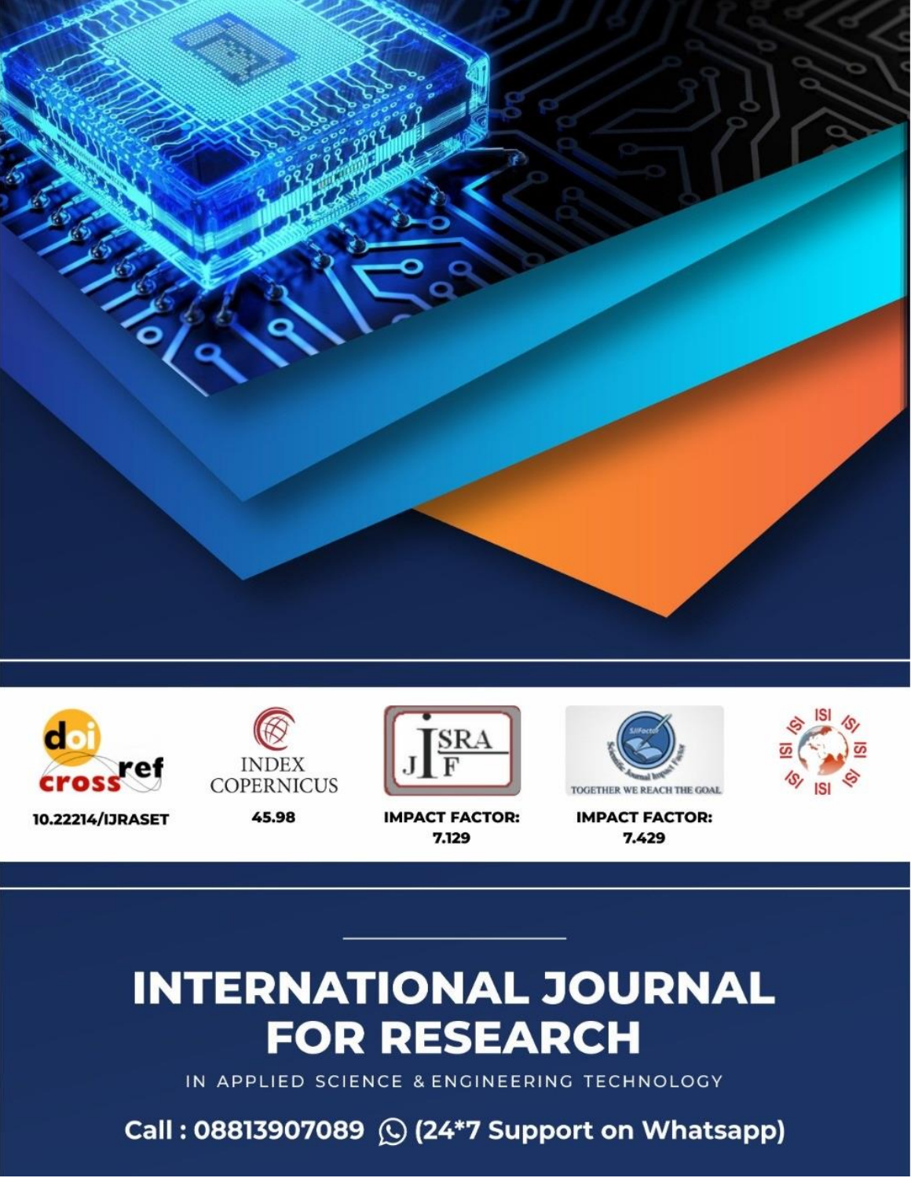10.22214/IJRASET

INDEX COPERNICUS

45.98

IMPACT FACTOR: 7.129

IMPACT FACTOR: 7.429

# INTERNATIONAL JOURNAL FOR RESEARCH

IN APPLIED SCIENCE & ENGINEERING TECHNOLOGY

Call : 08813907089 (24*7 Support on Whatsapp)